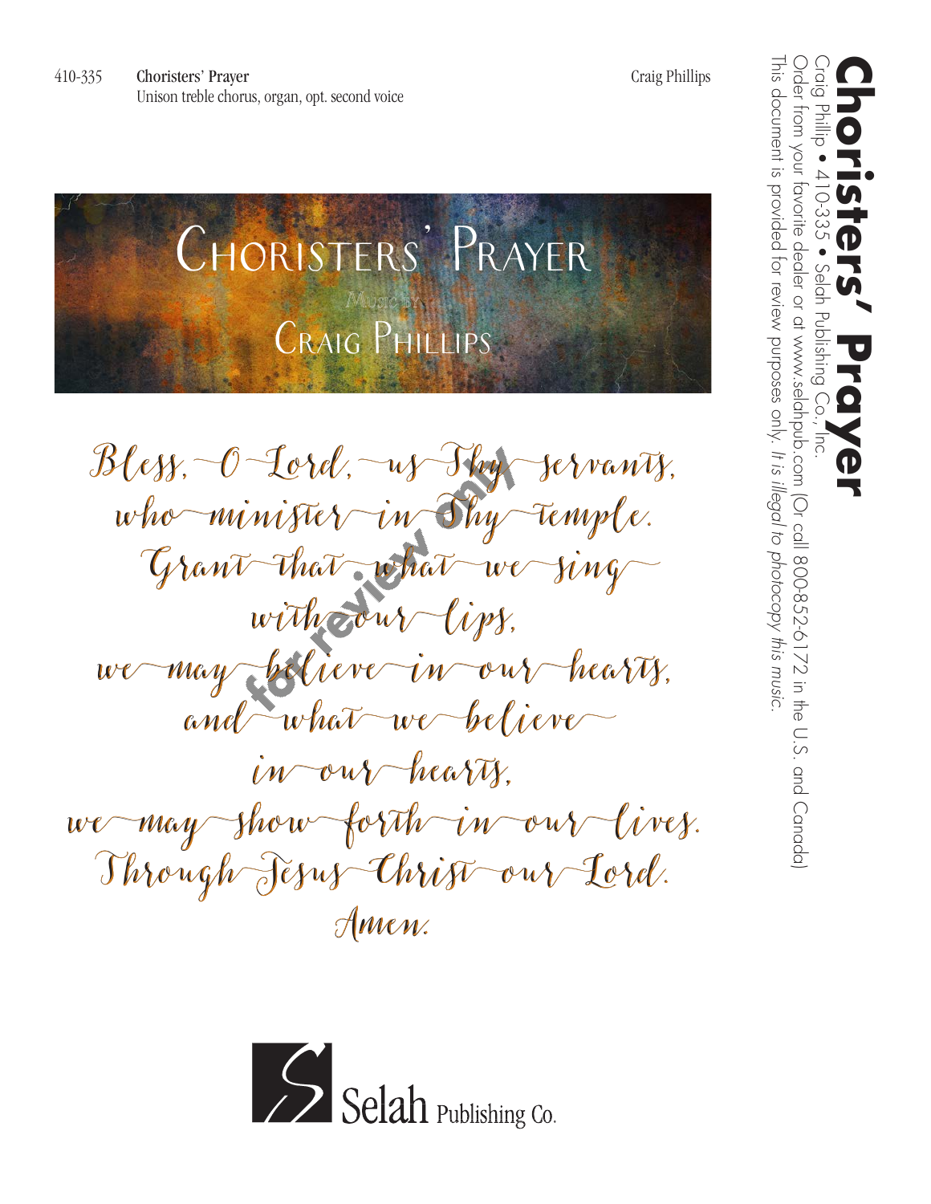410-335 **Choristers' Prayer** Craig Phillips
Unison treble chorus, organ, opt. second voice

# Choristers' Prayer

Music by

## Craig Phillips

Bless, O Lord, us Thy servants,
who minister in Thy temple.
Grant that what we sing
with our lips,
we may believe in our hearts,
and what we believe
in our hearts,
we may show forth in our lives.
Through Jesus Christ our Lord.
Amen.

Selah Publishing Co.

**Choristers' Prayer**
Craig Phillip • 410-335 • Selah Publishing Co., Inc.
Order from your favorite dealer or at www.selahpub.com (Or call 800-852-6172 in the U.S. and Canada)
This document is provided for review purposes only. *It is illegal to photocopy this music.*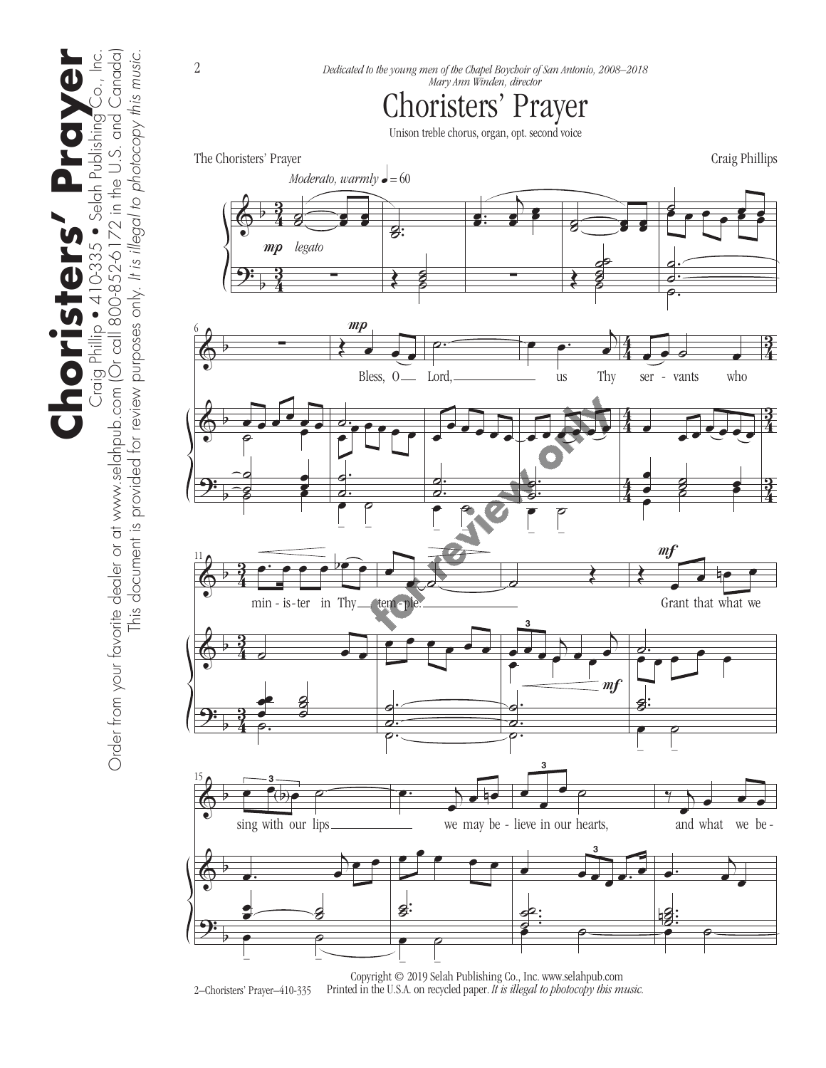*Dedicated to the young men of the Chapel Boychoir of San Antonio, 2008–2018*
*Mary Ann Winden, director*

# Choristers' Prayer

Unison treble chorus, organ, opt. second voice

The Choristers' Prayer

Craig Phillips

*Moderato, warmly* ♩ = 60

**mp** *legato*

**mp**

Bless, O Lord, us Thy ser - vants who min - is - ter in Thy tem - ple.

**mf**

Grant that what we sing with our lips we may be - lieve in our hearts, and what we be -

Copyright © 2019 Selah Publishing Co., Inc. www.selahpub.com
Printed in the U.S.A. on recycled paper. *It is illegal to photocopy this music.*

2–Choristers' Prayer–410-335

**Choristers' Prayer**
Craig Phillip • 410-335 • Selah Publishing Co., Inc.
Order from your favorite dealer or at www.selahpub.com (Or call 800-852-6172 in the U.S. and Canada)
This document is provided for review purposes only. *It is illegal to photocopy this music.*

for review only